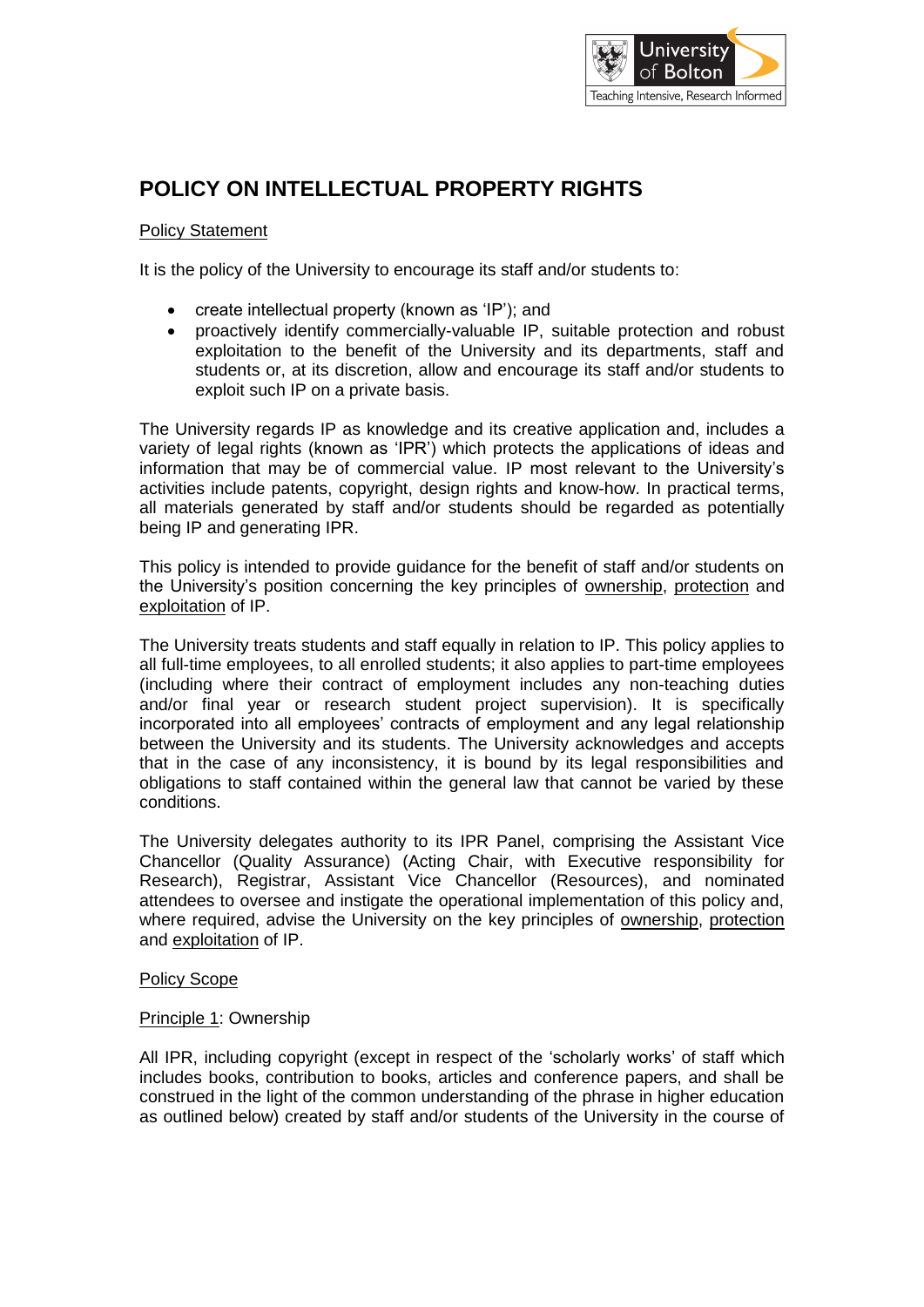# POLICY ON INTELLECTUAL PROPERTY RIGHTS

Policy Statement

It is the policy of the University to encourage its staff and/or students to:

- create intellectual property (known as 'IP'); and
- proactively identify commercially-valuable IP, suitable protection and robust exploitation to the benefit of the University and its departments, staff and students or, at its discretion, allow and encourage its staff and/or students to exploit such IP on a private basis.

The University regards IP as knowledge and its creative application and, includes a variety of legal rights (known as 'IPR') which protects the applications of ideas and information that may be of commercial value. IP most relevant to the University's activities include patents, copyright, design rights and know-how. In practical terms, all materials generated by staff and/or students should be regarded as potentially being IP and generating IPR.

This policy is intended to provide guidance for the benefit of staff and/or students on the University's position concerning the key principles of ownership, protection and exploitation of IP.

The University treats students and staff equally in relation to IP. This policy applies to all full-time employees, to all enrolled students; it also applies to part-time employees (including where their contract of employment includes any non-teaching duties and/or final year or research student project supervision). It is specifically incorporated into all employees' contracts of employment and any legal relationship between the University and its students. The University acknowledges and accepts that in the case of any inconsistency, it is bound by its legal responsibilities and obligations to staff contained within the general law that cannot be varied by these conditions.

The University delegates authority to its IPR Panel, comprising the Assistant Vice Chancellor (Quality Assurance) (Acting Chair, with Executive responsibility for Research), Registrar, Assistant Vice Chancellor (Resources), and nominated attendees to oversee and instigate the operational implementation of this policy and, where required, advise the University on the key principles of ownership, protection and exploitation of IP.

Policy Scope

Principle 1: Ownership

All IPR, including copyright (except in respect of the 'scholarly works' of staff which includes books, contribution to books, articles and conference papers, and shall be construed in the light of the common understanding of the phrase in higher education as outlined below) created by staff and/or students of the University in the course of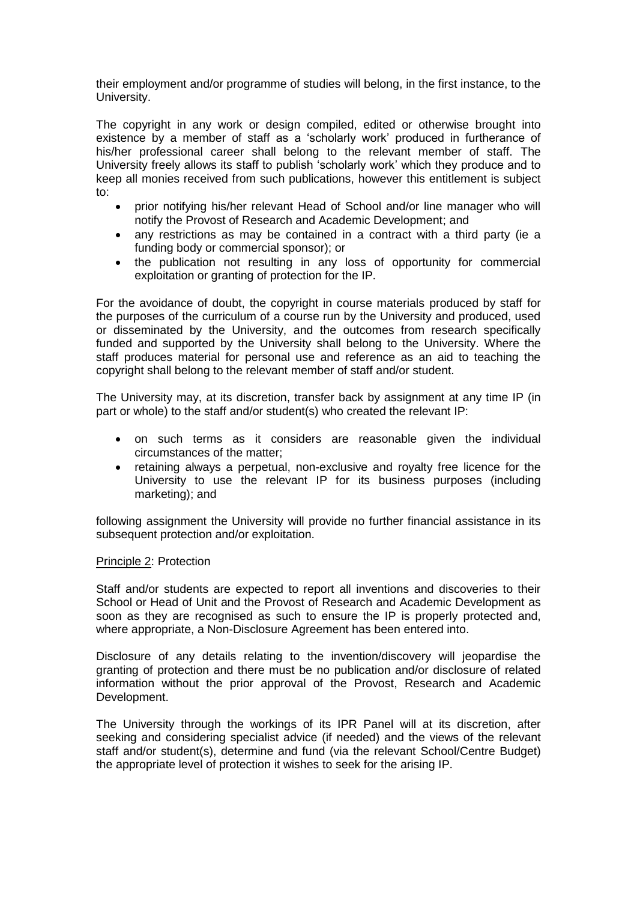their employment and/or programme of studies will belong, in the first instance, to the University.

The copyright in any work or design compiled, edited or otherwise brought into existence by a member of staff as a 'scholarly work' produced in furtherance of his/her professional career shall belong to the relevant member of staff. The University freely allows its staff to publish 'scholarly work' which they produce and to keep all monies received from such publications, however this entitlement is subject to:

- prior notifying his/her relevant Head of School and/or line manager who will notify the Provost of Research and Academic Development; and
- any restrictions as may be contained in a contract with a third party (ie a funding body or commercial sponsor); or
- the publication not resulting in any loss of opportunity for commercial exploitation or granting of protection for the IP.

For the avoidance of doubt, the copyright in course materials produced by staff for the purposes of the curriculum of a course run by the University and produced, used or disseminated by the University, and the outcomes from research specifically funded and supported by the University shall belong to the University. Where the staff produces material for personal use and reference as an aid to teaching the copyright shall belong to the relevant member of staff and/or student.

The University may, at its discretion, transfer back by assignment at any time IP (in part or whole) to the staff and/or student(s) who created the relevant IP:

- on such terms as it considers are reasonable given the individual circumstances of the matter;
- retaining always a perpetual, non-exclusive and royalty free licence for the University to use the relevant IP for its business purposes (including marketing); and

following assignment the University will provide no further financial assistance in its subsequent protection and/or exploitation.

Principle 2: Protection

Staff and/or students are expected to report all inventions and discoveries to their School or Head of Unit and the Provost of Research and Academic Development as soon as they are recognised as such to ensure the IP is properly protected and, where appropriate, a Non-Disclosure Agreement has been entered into.

Disclosure of any details relating to the invention/discovery will jeopardise the granting of protection and there must be no publication and/or disclosure of related information without the prior approval of the Provost, Research and Academic Development.

The University through the workings of its IPR Panel will at its discretion, after seeking and considering specialist advice (if needed) and the views of the relevant staff and/or student(s), determine and fund (via the relevant School/Centre Budget) the appropriate level of protection it wishes to seek for the arising IP.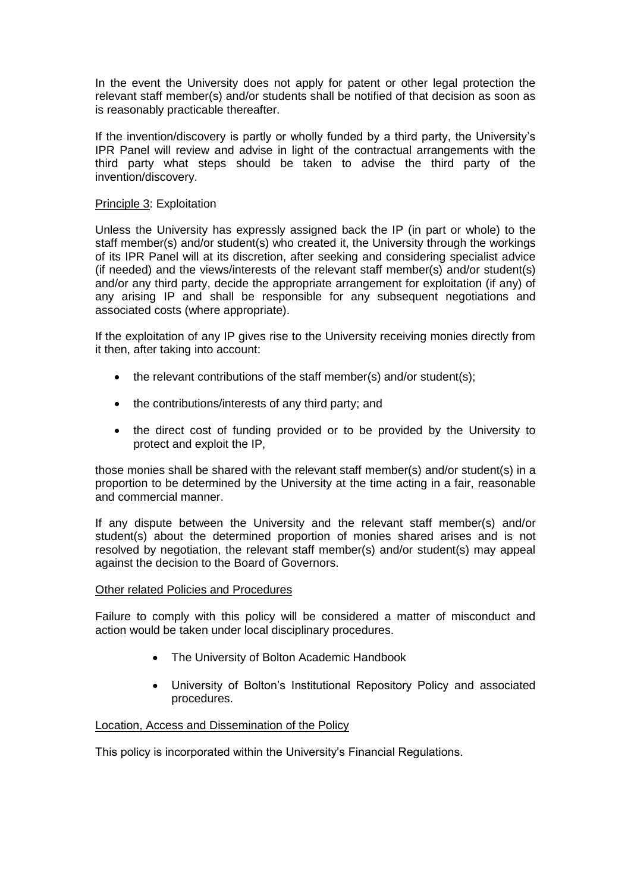In the event the University does not apply for patent or other legal protection the relevant staff member(s) and/or students shall be notified of that decision as soon as is reasonably practicable thereafter.

If the invention/discovery is partly or wholly funded by a third party, the University's IPR Panel will review and advise in light of the contractual arrangements with the third party what steps should be taken to advise the third party of the invention/discovery.

Principle 3: Exploitation

Unless the University has expressly assigned back the IP (in part or whole) to the staff member(s) and/or student(s) who created it, the University through the workings of its IPR Panel will at its discretion, after seeking and considering specialist advice (if needed) and the views/interests of the relevant staff member(s) and/or student(s) and/or any third party, decide the appropriate arrangement for exploitation (if any) of any arising IP and shall be responsible for any subsequent negotiations and associated costs (where appropriate).

If the exploitation of any IP gives rise to the University receiving monies directly from it then, after taking into account:

- the relevant contributions of the staff member(s) and/or student(s);
- the contributions/interests of any third party; and
- the direct cost of funding provided or to be provided by the University to protect and exploit the IP,

those monies shall be shared with the relevant staff member(s) and/or student(s) in a proportion to be determined by the University at the time acting in a fair, reasonable and commercial manner.

If any dispute between the University and the relevant staff member(s) and/or student(s) about the determined proportion of monies shared arises and is not resolved by negotiation, the relevant staff member(s) and/or student(s) may appeal against the decision to the Board of Governors.

Other related Policies and Procedures

Failure to comply with this policy will be considered a matter of misconduct and action would be taken under local disciplinary procedures.

- The University of Bolton Academic Handbook
- University of Bolton's Institutional Repository Policy and associated procedures.

Location, Access and Dissemination of the Policy

This policy is incorporated within the University's Financial Regulations.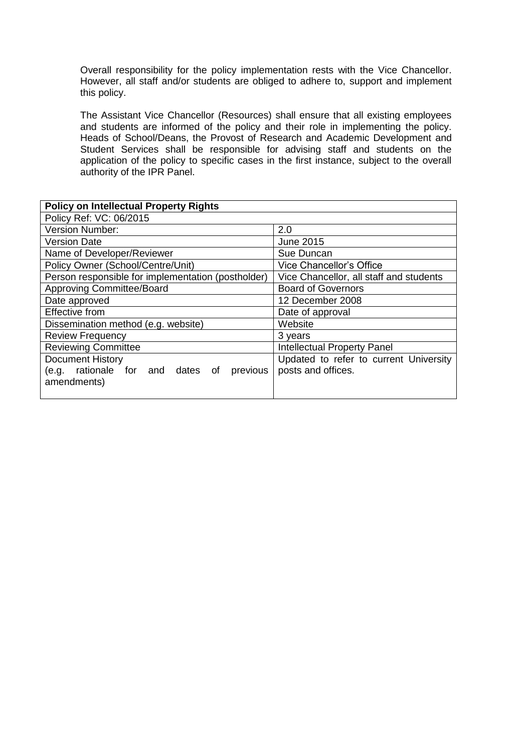Overall responsibility for the policy implementation rests with the Vice Chancellor. However, all staff and/or students are obliged to adhere to, support and implement this policy.

The Assistant Vice Chancellor (Resources) shall ensure that all existing employees and students are informed of the policy and their role in implementing the policy. Heads of School/Deans, the Provost of Research and Academic Development and Student Services shall be responsible for advising staff and students on the application of the policy to specific cases in the first instance, subject to the overall authority of the IPR Panel.

| **Policy on Intellectual Property Rights** | |
|---|---|
| Policy Ref: VC: 06/2015 | |
| Version Number: | 2.0 |
| Version Date | June 2015 |
| Name of Developer/Reviewer | Sue Duncan |
| Policy Owner (School/Centre/Unit) | Vice Chancellor's Office |
| Person responsible for implementation (postholder) | Vice Chancellor, all staff and students |
| Approving Committee/Board | Board of Governors |
| Date approved | 12 December 2008 |
| Effective from | Date of approval |
| Dissemination method (e.g. website) | Website |
| Review Frequency | 3 years |
| Reviewing Committee | Intellectual Property Panel |
| Document History (e.g. rationale for and dates of previous amendments) | Updated to refer to current University posts and offices. |